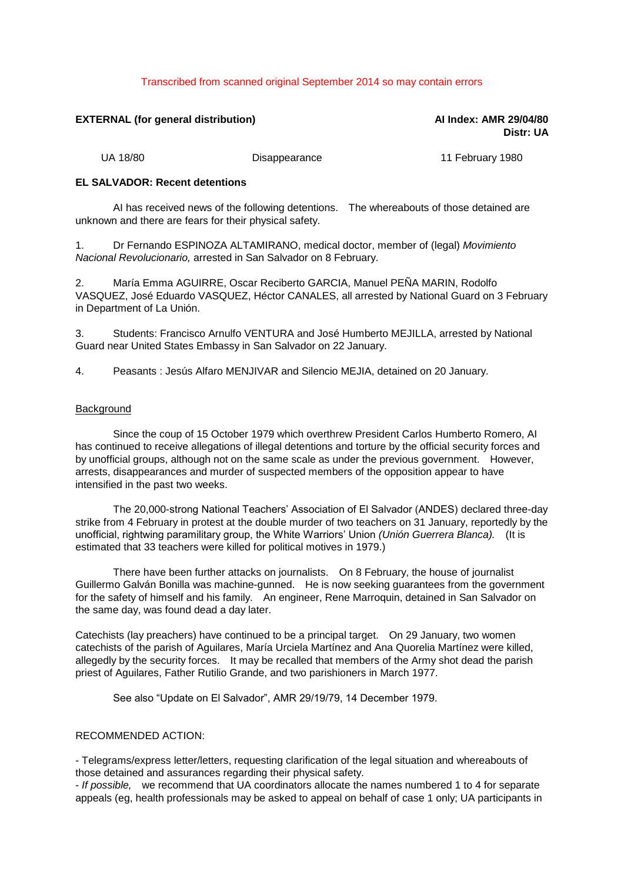Transcribed from scanned original September 2014 so may contain errors

**EXTERNAL (for general distribution)**

**AI Index: AMR 29/04/80**
**Distr: UA**

UA 18/80 Disappearance 11 February 1980

**EL SALVADOR: Recent detentions**

AI has received news of the following detentions. The whereabouts of those detained are unknown and there are fears for their physical safety.

1. Dr Fernando ESPINOZA ALTAMIRANO, medical doctor, member of (legal) *Movimiento Nacional Revolucionario,* arrested in San Salvador on 8 February.

2. María Emma AGUIRRE, Oscar Reciberto GARCIA, Manuel PEÑA MARIN, Rodolfo VASQUEZ, José Eduardo VASQUEZ, Héctor CANALES, all arrested by National Guard on 3 February in Department of La Unión.

3. Students: Francisco Arnulfo VENTURA and José Humberto MEJILLA, arrested by National Guard near United States Embassy in San Salvador on 22 January.

4. Peasants : Jesús Alfaro MENJIVAR and Silencio MEJIA, detained on 20 January.

Background

Since the coup of 15 October 1979 which overthrew President Carlos Humberto Romero, AI has continued to receive allegations of illegal detentions and torture by the official security forces and by unofficial groups, although not on the same scale as under the previous government. However, arrests, disappearances and murder of suspected members of the opposition appear to have intensified in the past two weeks.

The 20,000-strong National Teachers' Association of El Salvador (ANDES) declared three-day strike from 4 February in protest at the double murder of two teachers on 31 January, reportedly by the unofficial, rightwing paramilitary group, the White Warriors' Union *(Unión Guerrera Blanca).* (It is estimated that 33 teachers were killed for political motives in 1979.)

There have been further attacks on journalists. On 8 February, the house of journalist Guillermo Galván Bonilla was machine-gunned. He is now seeking guarantees from the government for the safety of himself and his family. An engineer, Rene Marroquin, detained in San Salvador on the same day, was found dead a day later.

Catechists (lay preachers) have continued to be a principal target. On 29 January, two women catechists of the parish of Aguilares, María Urciela Martínez and Ana Quorelia Martínez were killed, allegedly by the security forces. It may be recalled that members of the Army shot dead the parish priest of Aguilares, Father Rutilio Grande, and two parishioners in March 1977.

See also "Update on El Salvador", AMR 29/19/79, 14 December 1979.

RECOMMENDED ACTION:

- Telegrams/express letter/letters, requesting clarification of the legal situation and whereabouts of those detained and assurances regarding their physical safety.
- *If possible,* we recommend that UA coordinators allocate the names numbered 1 to 4 for separate appeals (eg, health professionals may be asked to appeal on behalf of case 1 only; UA participants in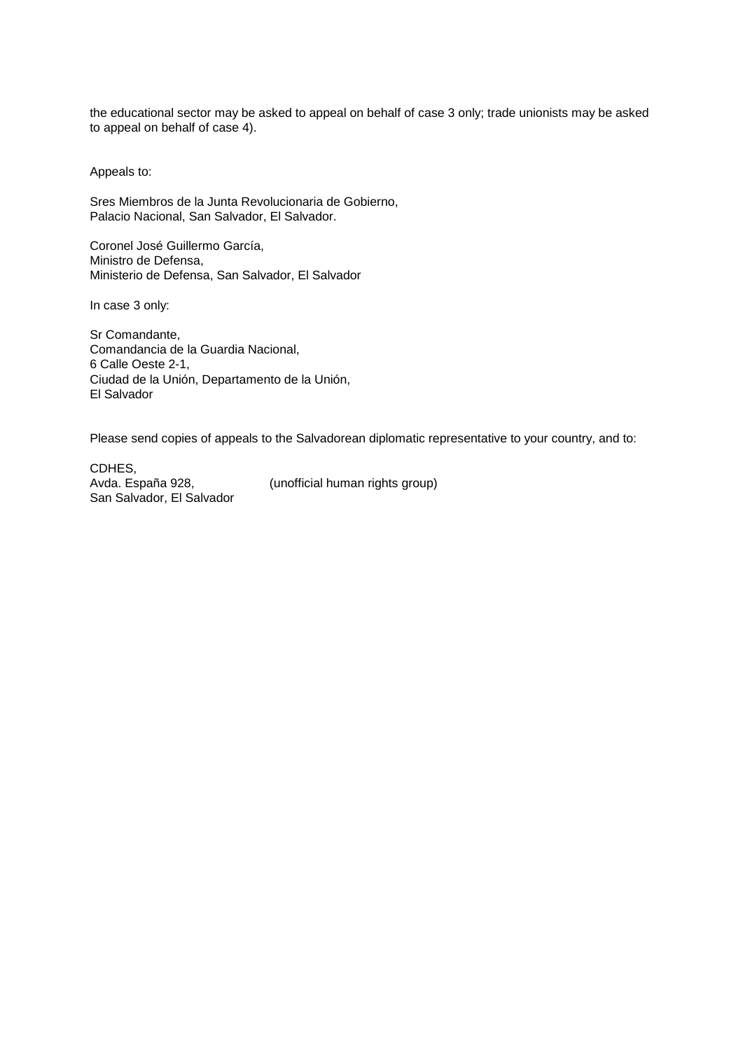the educational sector may be asked to appeal on behalf of case 3 only; trade unionists may be asked to appeal on behalf of case 4).

Appeals to:

Sres Miembros de la Junta Revolucionaria de Gobierno,
Palacio Nacional, San Salvador, El Salvador.

Coronel José Guillermo García,
Ministro de Defensa,
Ministerio de Defensa, San Salvador, El Salvador

In case 3 only:

Sr Comandante,
Comandancia de la Guardia Nacional,
6 Calle Oeste 2-1,
Ciudad de la Unión, Departamento de la Unión,
El Salvador

Please send copies of appeals to the Salvadorean diplomatic representative to your country, and to:

CDHES,
Avda. España 928, (unofficial human rights group)
San Salvador, El Salvador